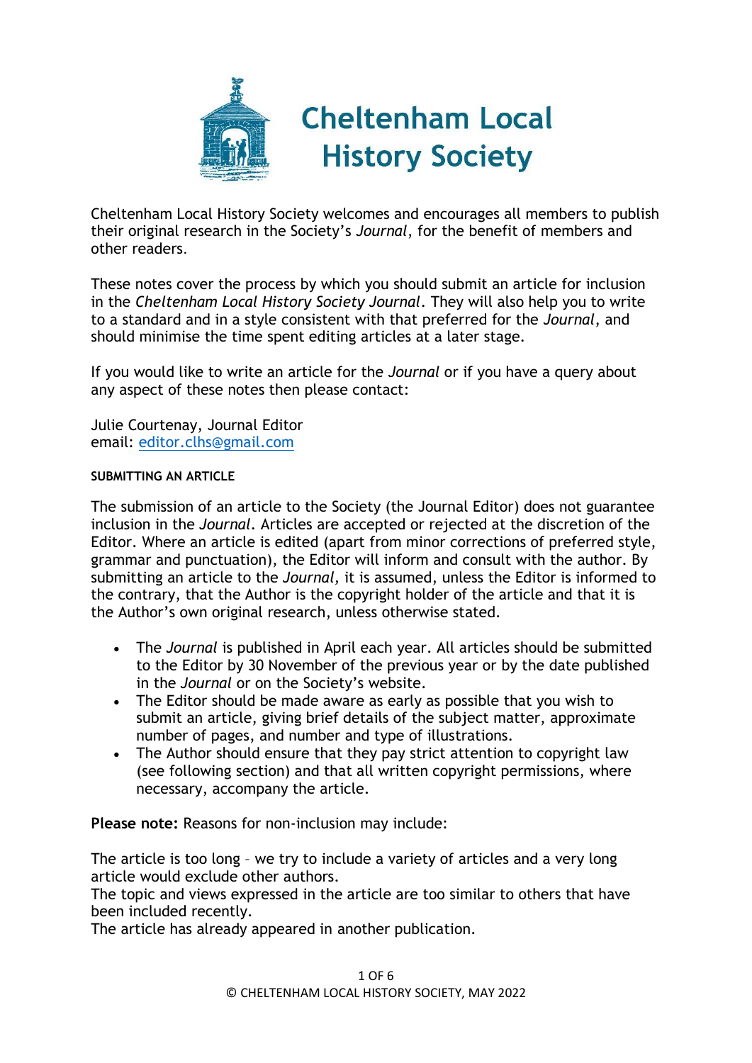# Cheltenham Local History Society

Cheltenham Local History Society welcomes and encourages all members to publish their original research in the Society's *Journal*, for the benefit of members and other readers.

These notes cover the process by which you should submit an article for inclusion in the *Cheltenham Local History Society Journal*. They will also help you to write to a standard and in a style consistent with that preferred for the *Journal*, and should minimise the time spent editing articles at a later stage.

If you would like to write an article for the *Journal* or if you have a query about any aspect of these notes then please contact:

Julie Courtenay, Journal Editor
email: [editor.clhs@gmail.com](mailto:editor.clhs@gmail.com)

## SUBMITTING AN ARTICLE

The submission of an article to the Society (the Journal Editor) does not guarantee inclusion in the *Journal*. Articles are accepted or rejected at the discretion of the Editor. Where an article is edited (apart from minor corrections of preferred style, grammar and punctuation), the Editor will inform and consult with the author. By submitting an article to the *Journal,* it is assumed, unless the Editor is informed to the contrary, that the Author is the copyright holder of the article and that it is the Author's own original research, unless otherwise stated.

- The *Journal* is published in April each year. All articles should be submitted to the Editor by 30 November of the previous year or by the date published in the *Journal* or on the Society's website.
- The Editor should be made aware as early as possible that you wish to submit an article, giving brief details of the subject matter, approximate number of pages, and number and type of illustrations.
- The Author should ensure that they pay strict attention to copyright law (see following section) and that all written copyright permissions, where necessary, accompany the article.

**Please note:** Reasons for non-inclusion may include:

The article is too long – we try to include a variety of articles and a very long article would exclude other authors.
The topic and views expressed in the article are too similar to others that have been included recently.
The article has already appeared in another publication.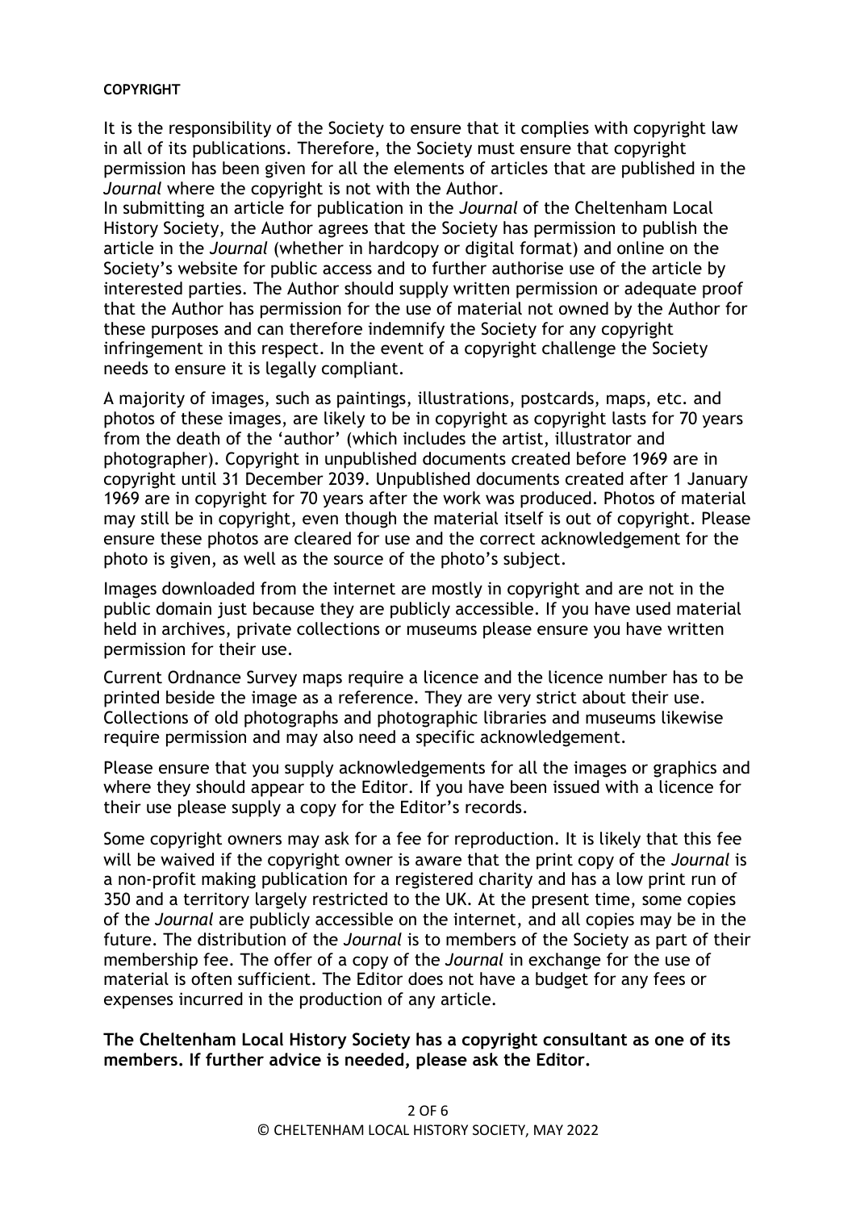**COPYRIGHT**

It is the responsibility of the Society to ensure that it complies with copyright law in all of its publications. Therefore, the Society must ensure that copyright permission has been given for all the elements of articles that are published in the *Journal* where the copyright is not with the Author.
In submitting an article for publication in the *Journal* of the Cheltenham Local History Society, the Author agrees that the Society has permission to publish the article in the *Journal* (whether in hardcopy or digital format) and online on the Society's website for public access and to further authorise use of the article by interested parties. The Author should supply written permission or adequate proof that the Author has permission for the use of material not owned by the Author for these purposes and can therefore indemnify the Society for any copyright infringement in this respect. In the event of a copyright challenge the Society needs to ensure it is legally compliant.

A majority of images, such as paintings, illustrations, postcards, maps, etc. and photos of these images, are likely to be in copyright as copyright lasts for 70 years from the death of the 'author' (which includes the artist, illustrator and photographer). Copyright in unpublished documents created before 1969 are in copyright until 31 December 2039. Unpublished documents created after 1 January 1969 are in copyright for 70 years after the work was produced. Photos of material may still be in copyright, even though the material itself is out of copyright. Please ensure these photos are cleared for use and the correct acknowledgement for the photo is given, as well as the source of the photo's subject.

Images downloaded from the internet are mostly in copyright and are not in the public domain just because they are publicly accessible. If you have used material held in archives, private collections or museums please ensure you have written permission for their use.

Current Ordnance Survey maps require a licence and the licence number has to be printed beside the image as a reference. They are very strict about their use. Collections of old photographs and photographic libraries and museums likewise require permission and may also need a specific acknowledgement.

Please ensure that you supply acknowledgements for all the images or graphics and where they should appear to the Editor. If you have been issued with a licence for their use please supply a copy for the Editor's records.

Some copyright owners may ask for a fee for reproduction. It is likely that this fee will be waived if the copyright owner is aware that the print copy of the *Journal* is a non-profit making publication for a registered charity and has a low print run of 350 and a territory largely restricted to the UK. At the present time, some copies of the *Journal* are publicly accessible on the internet, and all copies may be in the future. The distribution of the *Journal* is to members of the Society as part of their membership fee. The offer of a copy of the *Journal* in exchange for the use of material is often sufficient. The Editor does not have a budget for any fees or expenses incurred in the production of any article.

**The Cheltenham Local History Society has a copyright consultant as one of its members. If further advice is needed, please ask the Editor.**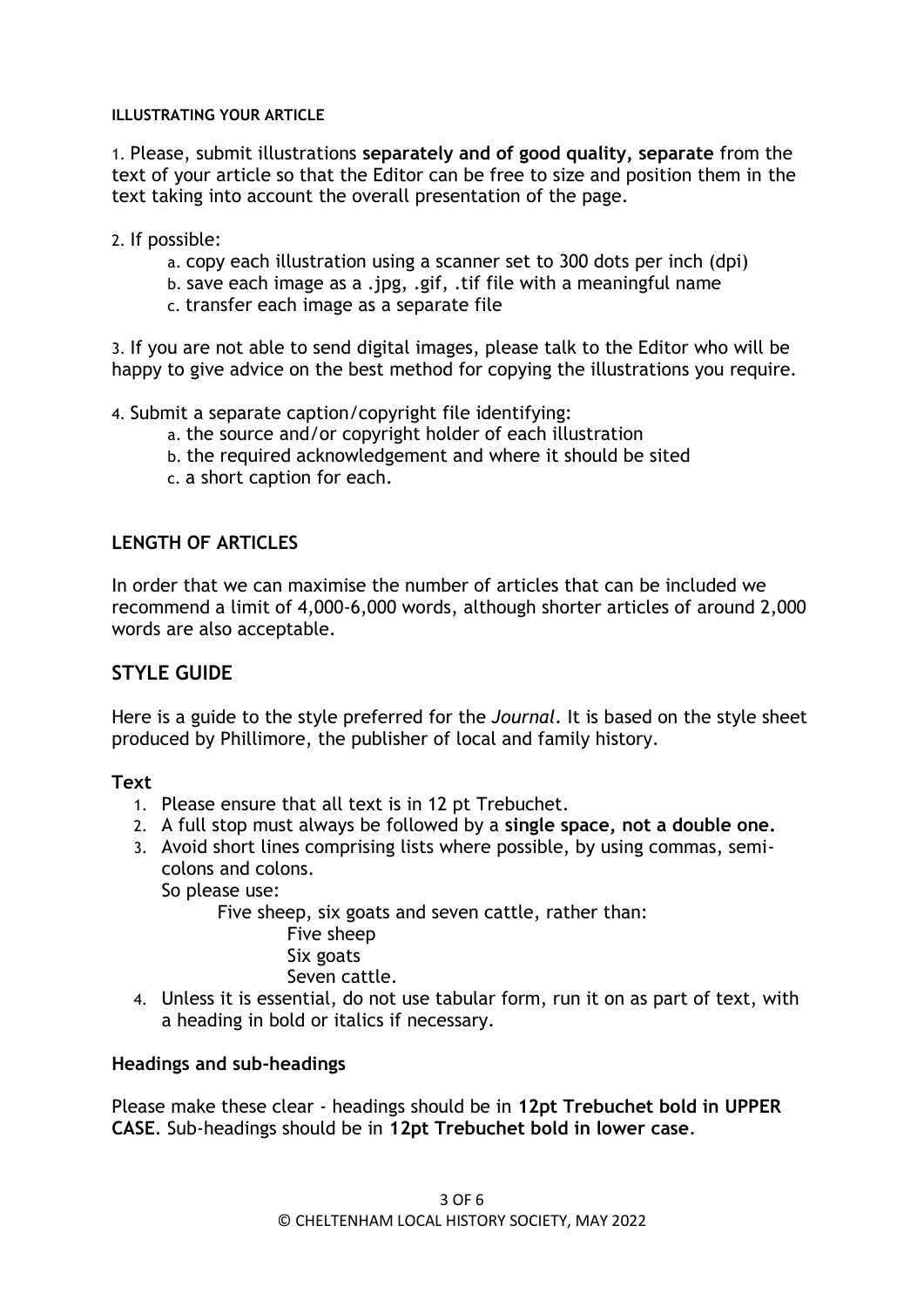## ILLUSTRATING YOUR ARTICLE

1. Please, submit illustrations **separately and of good quality, separate** from the text of your article so that the Editor can be free to size and position them in the text taking into account the overall presentation of the page.

2. If possible:
   a. copy each illustration using a scanner set to 300 dots per inch (dpi)
   b. save each image as a .jpg, .gif, .tif file with a meaningful name
   c. transfer each image as a separate file

3. If you are not able to send digital images, please talk to the Editor who will be happy to give advice on the best method for copying the illustrations you require.

4. Submit a separate caption/copyright file identifying:
   a. the source and/or copyright holder of each illustration
   b. the required acknowledgement and where it should be sited
   c. a short caption for each.

## LENGTH OF ARTICLES

In order that we can maximise the number of articles that can be included we recommend a limit of 4,000-6,000 words, although shorter articles of around 2,000 words are also acceptable.

# STYLE GUIDE

Here is a guide to the style preferred for the *Journal*. It is based on the style sheet produced by Phillimore, the publisher of local and family history.

### Text

1. Please ensure that all text is in 12 pt Trebuchet.
2. A full stop must always be followed by a **single space, not a double one.**
3. Avoid short lines comprising lists where possible, by using commas, semi-colons and colons.
   So please use:
   
   Five sheep, six goats and seven cattle, rather than:
   
   Five sheep
   Six goats
   Seven cattle.
4. Unless it is essential, do not use tabular form, run it on as part of text, with a heading in bold or italics if necessary.

### Headings and sub-headings

Please make these clear - headings should be in **12pt Trebuchet bold in UPPER CASE**. Sub-headings should be in **12pt Trebuchet bold in lower case**.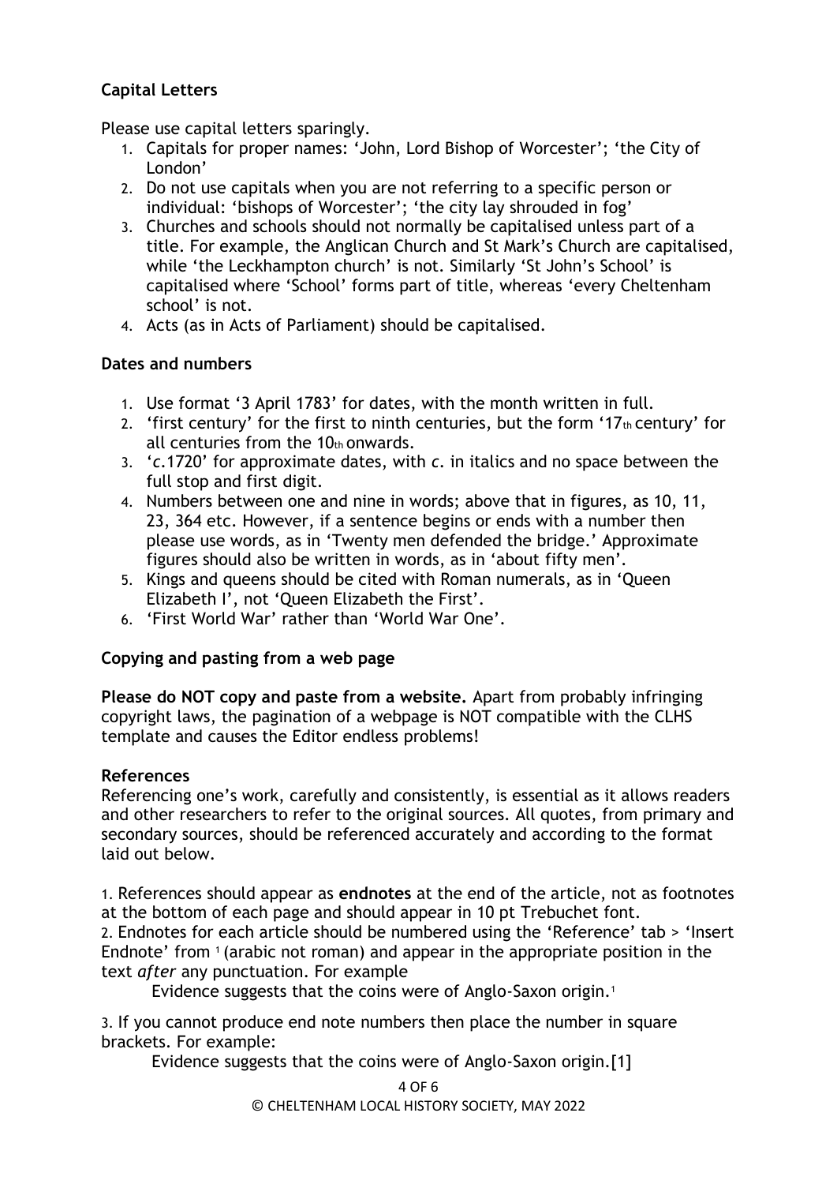### Capital Letters

Please use capital letters sparingly.

1. Capitals for proper names: 'John, Lord Bishop of Worcester'; 'the City of London'
2. Do not use capitals when you are not referring to a specific person or individual: 'bishops of Worcester'; 'the city lay shrouded in fog'
3. Churches and schools should not normally be capitalised unless part of a title. For example, the Anglican Church and St Mark's Church are capitalised, while 'the Leckhampton church' is not. Similarly 'St John's School' is capitalised where 'School' forms part of title, whereas 'every Cheltenham school' is not.
4. Acts (as in Acts of Parliament) should be capitalised.

### Dates and numbers

1. Use format '3 April 1783' for dates, with the month written in full.
2. 'first century' for the first to ninth centuries, but the form '17th century' for all centuries from the 10th onwards.
3. '*c*.1720' for approximate dates, with *c*. in italics and no space between the full stop and first digit.
4. Numbers between one and nine in words; above that in figures, as 10, 11, 23, 364 etc. However, if a sentence begins or ends with a number then please use words, as in 'Twenty men defended the bridge.' Approximate figures should also be written in words, as in 'about fifty men'.
5. Kings and queens should be cited with Roman numerals, as in 'Queen Elizabeth I', not 'Queen Elizabeth the First'.
6. 'First World War' rather than 'World War One'.

### Copying and pasting from a web page

**Please do NOT copy and paste from a website.** Apart from probably infringing copyright laws, the pagination of a webpage is NOT compatible with the CLHS template and causes the Editor endless problems!

### References

Referencing one's work, carefully and consistently, is essential as it allows readers and other researchers to refer to the original sources. All quotes, from primary and secondary sources, should be referenced accurately and according to the format laid out below.

1. References should appear as **endnotes** at the end of the article, not as footnotes at the bottom of each page and should appear in 10 pt Trebuchet font.
2. Endnotes for each article should be numbered using the 'Reference' tab > 'Insert Endnote' from [1] (arabic not roman) and appear in the appropriate position in the text *after* any punctuation. For example

    Evidence suggests that the coins were of Anglo-Saxon origin.[1]

3. If you cannot produce end note numbers then place the number in square brackets. For example:

    Evidence suggests that the coins were of Anglo-Saxon origin.[1]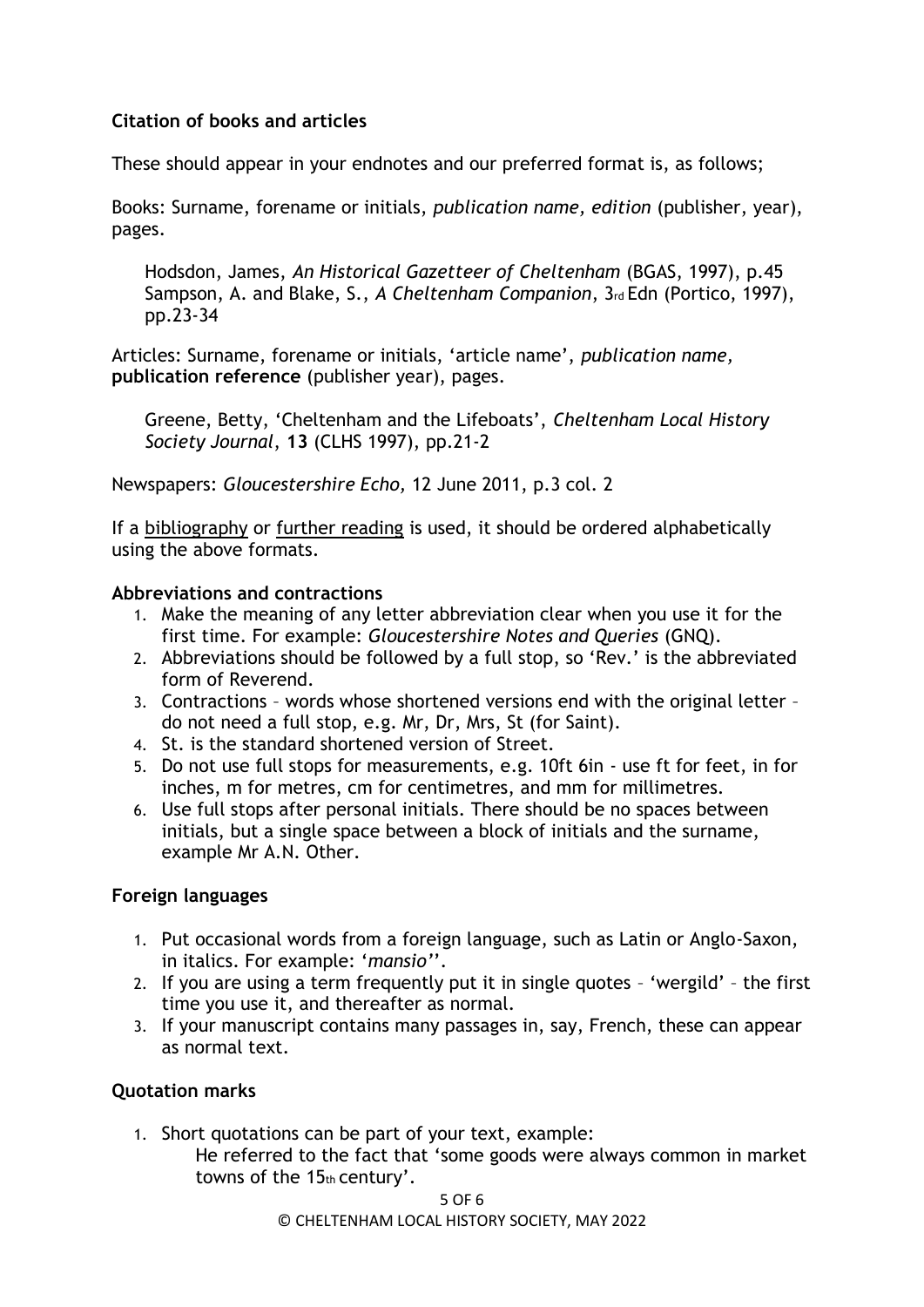**Citation of books and articles**

These should appear in your endnotes and our preferred format is, as follows;

Books: Surname, forename or initials, *publication name, edition* (publisher, year), pages.

> Hodsdon, James, *An Historical Gazetteer of Cheltenham* (BGAS, 1997), p.45
> Sampson, A. and Blake, S., *A Cheltenham Companion*, 3rd Edn (Portico, 1997), pp.23-34

Articles: Surname, forename or initials, 'article name', *publication name,* **publication reference** (publisher year), pages.

> Greene, Betty, 'Cheltenham and the Lifeboats', *Cheltenham Local History Society Journal*, **13** (CLHS 1997), pp.21-2

Newspapers: *Gloucestershire Echo,* 12 June 2011, p.3 col. 2

If a bibliography or further reading is used, it should be ordered alphabetically using the above formats.

**Abbreviations and contractions**

1. Make the meaning of any letter abbreviation clear when you use it for the first time. For example: *Gloucestershire Notes and Queries* (GNQ).
2. Abbreviations should be followed by a full stop, so 'Rev.' is the abbreviated form of Reverend.
3. Contractions – words whose shortened versions end with the original letter – do not need a full stop, e.g. Mr, Dr, Mrs, St (for Saint).
4. St. is the standard shortened version of Street.
5. Do not use full stops for measurements, e.g. 10ft 6in - use ft for feet, in for inches, m for metres, cm for centimetres, and mm for millimetres.
6. Use full stops after personal initials. There should be no spaces between initials, but a single space between a block of initials and the surname, example Mr A.N. Other.

**Foreign languages**

1. Put occasional words from a foreign language, such as Latin or Anglo-Saxon, in italics. For example: '*mansio*''.
2. If you are using a term frequently put it in single quotes – 'wergild' – the first time you use it, and thereafter as normal.
3. If your manuscript contains many passages in, say, French, these can appear as normal text.

**Quotation marks**

1. Short quotations can be part of your text, example:
   He referred to the fact that 'some goods were always common in market towns of the 15th century'.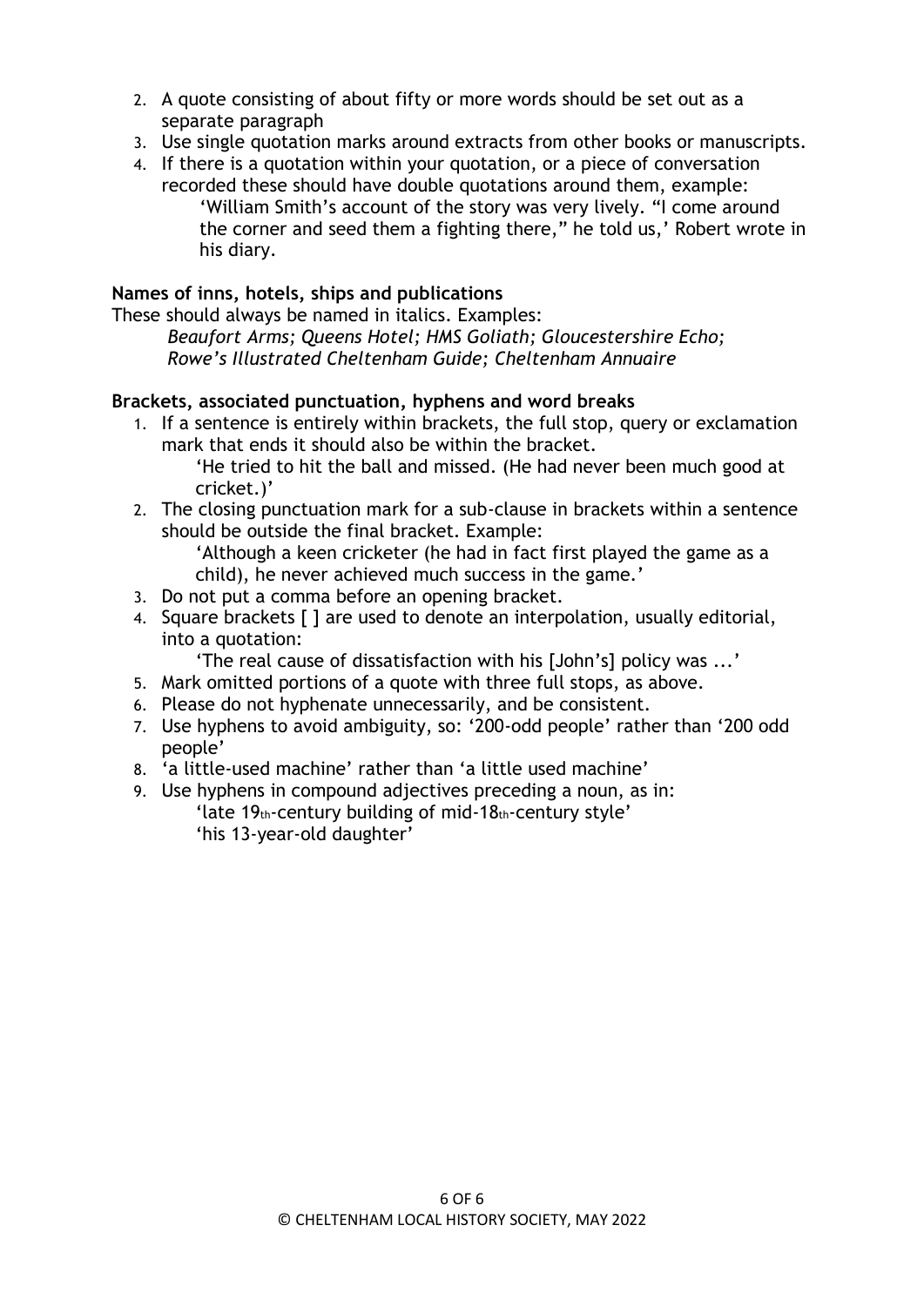2. A quote consisting of about fifty or more words should be set out as a separate paragraph
3. Use single quotation marks around extracts from other books or manuscripts.
4. If there is a quotation within your quotation, or a piece of conversation recorded these should have double quotations around them, example:

   > 'William Smith's account of the story was very lively. "I come around the corner and seed them a fighting there," he told us,' Robert wrote in his diary.

**Names of inns, hotels, ships and publications**

These should always be named in italics. Examples:

> *Beaufort Arms; Queens Hotel; HMS Goliath; Gloucestershire Echo; Rowe's Illustrated Cheltenham Guide; Cheltenham Annuaire*

**Brackets, associated punctuation, hyphens and word breaks**

1. If a sentence is entirely within brackets, the full stop, query or exclamation mark that ends it should also be within the bracket.

   > 'He tried to hit the ball and missed. (He had never been much good at cricket.)'

2. The closing punctuation mark for a sub-clause in brackets within a sentence should be outside the final bracket. Example:

   > 'Although a keen cricketer (he had in fact first played the game as a child), he never achieved much success in the game.'

3. Do not put a comma before an opening bracket.
4. Square brackets [ ] are used to denote an interpolation, usually editorial, into a quotation:

   > 'The real cause of dissatisfaction with his [John's] policy was ...'

5. Mark omitted portions of a quote with three full stops, as above.
6. Please do not hyphenate unnecessarily, and be consistent.
7. Use hyphens to avoid ambiguity, so: '200-odd people' rather than '200 odd people'
8. 'a little-used machine' rather than 'a little used machine'
9. Use hyphens in compound adjectives preceding a noun, as in:

   > 'late 19th-century building of mid-18th-century style'
   >
   > 'his 13-year-old daughter'